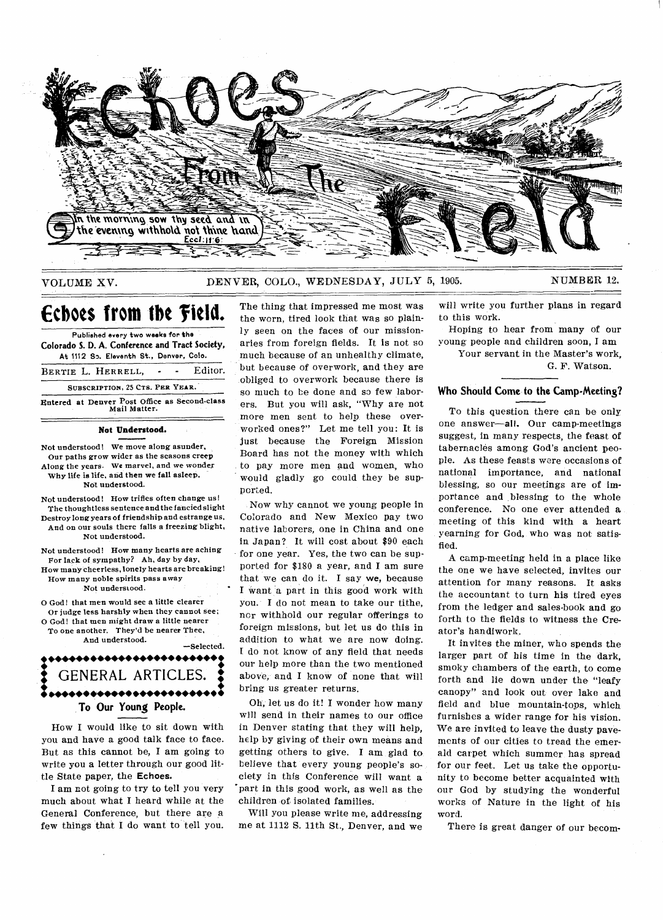# Echoes From The Field

In the morning sow thy seed and in the evening withhold not thine hand. Eccl. 11:6.

VOLUME XV. DENVER, COLO., WEDNESDAY, JULY 5, 1905. NUMBER 12.

## Echoes from the Field.

Published every two weeks for the Colorado S. D. A. Conference and Tract Society, At 1112 So. Eleventh St., Denver, Colo.

BERTIE L. HERRELL, - - Editor.

SUBSCRIPTION, 25 CTS. PER YEAR.

Entered at Denver Post Office as Second-class Mail Matter.

### Not Understood.

Not understood! We move along asunder,
Our paths grow wider as the seasons creep
Along the years. We marvel, and we wonder
Why life is life, and then we fall asleep,
Not understood.

Not understood! How trifles often change us!
The thoughtless sentence and the fancied slight
Destroy long years of friendship and estrange us,
And on our souls there falls a freezing blight,
Not understood.

Not understood! How many hearts are aching
For lack of sympathy? Ah, day by day,
How many cheerless, lonely hearts are breaking!
How many noble spirits pass away
Not understood.

O God! that men would see a little clearer
Or judge less harshly when they cannot see;
O God! that men might draw a little nearer
To one another. They'd be nearer Thee,
And understood.

—Selected.

## GENERAL ARTICLES.

### To Our Young People.

How I would like to sit down with you and have a good talk face to face. But as this cannot be, I am going to write you a letter through our good little State paper, the **Echoes.**

I am not going to try to tell you very much about what I heard while at the General Conference, but there are a few things that I do want to tell you. The thing that impressed me most was the worn, tired look that was so plainly seen on the faces of our missionaries from foreign fields. It is not so much because of an unhealthy climate, but because of overwork, and they are obliged to overwork because there is so much to be done and so few laborers. But you will ask, "Why are not more men sent to help these overworked ones?" Let me tell you: It is just because the Foreign Mission Board has not the money with which to pay more men and women, who would gladly go could they be supported.

Now why cannot we young people in Colorado and New Mexico pay two native laborers, one in China and one in Japan? It will cost about $90 each for one year. Yes, the two can be supported for $180 a year, and I am sure that we can do it. I say **we,** because I want a part in this good work with you. I do not mean to take our tithe, nor withhold our regular offerings to foreign missions, but let us do this in addition to what we are now doing. I do not know of any field that needs our help more than the two mentioned above, and I know of none that will bring us greater returns.

Oh, let us do it! I wonder how many will send in their names to our office in Denver stating that they will help, help by giving of their own means and getting others to give. I am glad to believe that every young people's society in this Conference will want a part in this good work, as well as the children of isolated families.

Will you please write me, addressing me at 1112 S. 11th St., Denver, and we will write you further plans in regard to this work.

Hoping to hear from many of our young people and children soon, I am

Your servant in the Master's work,
G. F. Watson.

### Who Should Come to the Camp-Meeting?

To this question there can be only one answer—**all.** Our camp-meetings suggest, in many respects, the feast of tabernacles among God's ancient people. As these feasts were occasions of national importance, and national blessing, so our meetings are of importance and blessing to the whole conference. No one ever attended a meeting of this kind with a heart yearning for God, who was not satisfied.

A camp-meeting held in a place like the one we have selected, invites our attention for many reasons. It asks the accountant to turn his tired eyes from the ledger and sales-book and go forth to the fields to witness the Creator's handiwork.

It invites the miner, who spends the larger part of his time in the dark, smoky chambers of the earth, to come forth and lie down under the "leafy canopy" and look out over lake and field and blue mountain-tops, which furnishes a wider range for his vision. We are invited to leave the dusty pavements of our cities to tread the emerald carpet which summer has spread for our feet. Let us take the opportunity to become better acquainted with our God by studying the wonderful works of Nature in the light of his word.

There is great danger of our becom-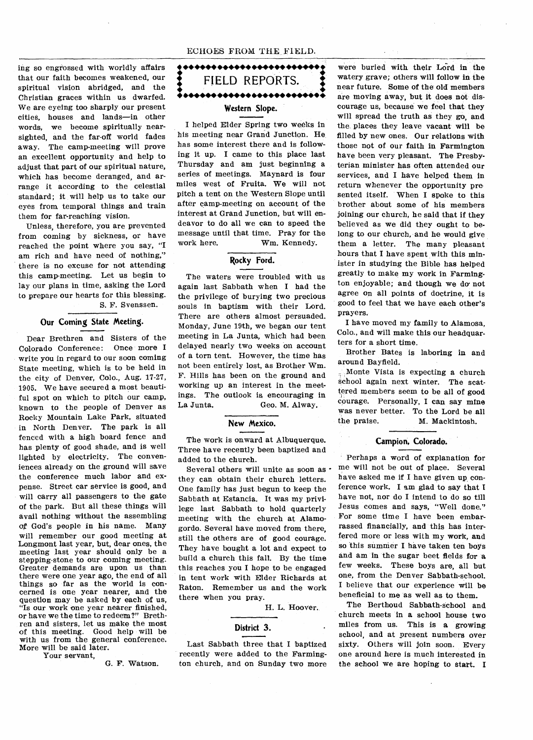ing so engrossed with worldly affairs that our faith becomes weakened, our spiritual vision abridged, and the Christian graces within us dwarfed. We are eyeing too sharply our present cities, houses and lands—in other words, we become spiritually near-sighted, and the far-off world fades away. The camp-meeting will prove an excellent opportunity and help to adjust that part of our spiritual nature, which has become deranged, and arrange it according to the celestial standard; it will help us to take our eyes from temporal things and train them for far-reaching vision.

Unless, therefore, you are prevented from coming by sickness, or have reached the point where you say, "I am rich and have need of nothing," there is no excuse for not attending this camp-meeting. Let us begin to lay our plans in time, asking the Lord to prepare our hearts for this blessing.

S. F. Svenssen.

### Our Coming State Meeting.

Dear Brethren and Sisters of the Colorado Conference: Once more I write you in regard to our soon coming State meeting, which is to be held in the city of Denver, Colo., Aug. 17-27, 1905. We have secured a most beautiful spot on which to pitch our camp, known to the people of Denver as Rocky Mountain Lake Park, situated in North Denver. The park is all fenced with a high board fence and has plenty of good shade, and is well lighted by electricity. The conveniences already on the ground will save the conference much labor and expense. Street car service is good, and will carry all passengers to the gate of the park. But all these things will avail nothing without the assembling of God's people in his name. Many will remember our good meeting at Longmont last year, but, dear ones, the meeting last year should only be a stepping-stone to our coming meeting. Greater demands are upon us than there were one year ago, the end of all things so far as the world is concerned is one year nearer, and the question may be asked by each of us, "Is our work one year nearer finished, or have we the time to redeem?" Brethren and sisters, let us make the most of this meeting. Good help will be with us from the general conference. More will be said later.

Your servant,

G. F. Watson.

## FIELD REPORTS.

### Western Slope.

I helped Elder Spring two weeks in his meeting near Grand Junction. He has some interest there and is following it up. I came to this place last Thursday and am just beginning a series of meetings. Maynard is four miles west of Fruita. We will not pitch a tent on the Western Slope until after camp-meeting on account of the interest at Grand Junction, but will endeavor to do all we can to speed the message until that time. Pray for the work here.

Wm. Kennedy.

### Rocky Ford.

The waters were troubled with us again last Sabbath when I had the the privilege of burying two precious souls in baptism with their Lord. There are others almost persuaded. Monday, June 19th, we began our tent meeting in La Junta, which had been delayed nearly two weeks on account of a torn tent. However, the time has not been entirely lost, as Brother Wm. F. Hills has been on the ground and working up an interest in the meetings. The outlook is encouraging in La Junta.

Geo. M. Alway.

### New Mexico.

The work is onward at Albuquerque. Three have recently been baptized and added to the church.

Several others will unite as soon as they can obtain their church letters. One family has just begun to keep the Sabbath at Estancia. It was my privilege last Sabbath to hold quarterly meeting with the church at Alamogordo. Several have moved from there, still the others are of good courage. They have bought a lot and expect to build a church this fall. By the time this reaches you I hope to be engaged in tent work with Elder Richards at Raton. Remember us and the work there when you pray.

H. L. Hoover.

### District 3.

Last Sabbath three that I baptized recently were added to the Farmington church, and on Sunday two more were buried with their Lord in the watery grave; others will follow in the near future. Some of the old members are moving away, but it does not discourage us, because we feel that they will spread the truth as they go, and the places they leave vacant will be filled by new ones. Our relations with those not of our faith in Farmington have been very pleasant. The Presbyterian minister has often attended our services, and I have helped them in return whenever the opportunity presented itself. When I spoke to this brother about some of his members joining our church, he said that if they believed as we did they ought to belong to our church, and he would give them a letter. The many pleasant hours that I have spent with this minister in studying the Bible has helped greatly to make my work in Farmington enjoyable; and though we do not agree on all points of doctrine, it is good to feel that we have each other's prayers.

I have moved my family to Alamosa, Colo., and will make this our headquarters for a short time.

Brother Bates is laboring in and around Bayfield.

Monte Vista is expecting a church school again next winter. The scattered members seem to be all of good courage. Personally, I can say mine was never better. To the Lord be all the praise.

M. Mackintosh.

### Campion, Colorado.

Perhaps a word of explanation for me will not be out of place. Several have asked me if I have given up conference work. I am glad to say that I have not, nor do I intend to do so till Jesus comes and says, "Well done." For some time I have been embarrassed financially, and this has interfered more or less with my work, and so this summer I have taken ten boys and am in the sugar beet fields for a few weeks. These boys are, all but one, from the Denver Sabbath-school. I believe that our experience will be beneficial to me as well as to them.

The Berthoud Sabbath-school and church meets in a school house two miles from us. This is a growing school, and at present numbers over sixty. Others will join soon. Every one around here is much interested in the school we are hoping to start. I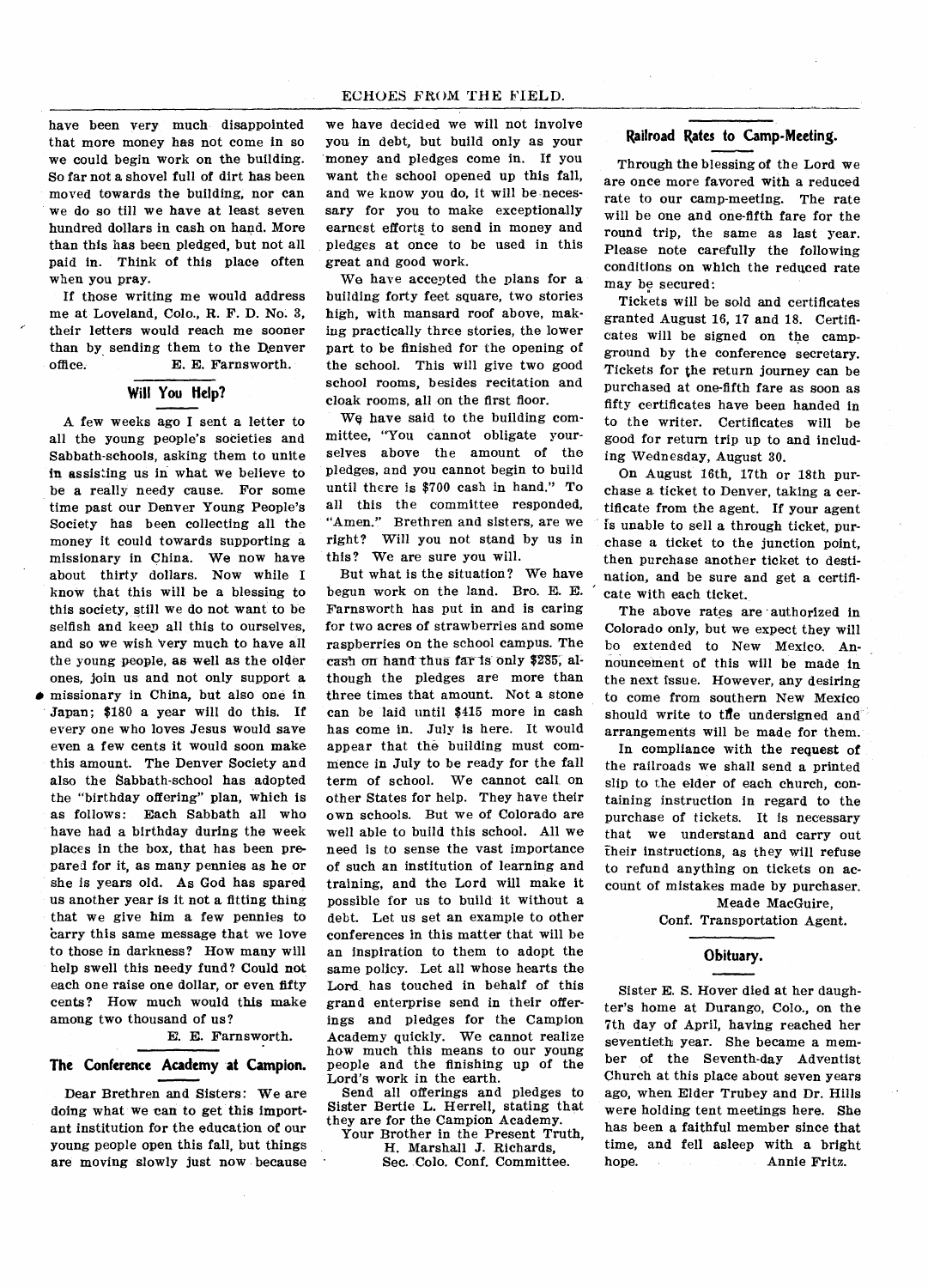have been very much disappointed that more money has not come in so we could begin work on the building. So far not a shovel full of dirt has been moved towards the building, nor can we do so till we have at least seven hundred dollars in cash on hand. More than this has been pledged, but not all paid in. Think of this place often when you pray.

If those writing me would address me at Loveland, Colo., R. F. D. No. 3, their letters would reach me sooner than by sending them to the Denver office.

E. E. Farnsworth.

## Will You Help?

A few weeks ago I sent a letter to all the young people's societies and Sabbath-schools, asking them to unite in assisting us in what we believe to be a really needy cause. For some time past our Denver Young People's Society has been collecting all the money it could towards supporting a missionary in China. We now have about thirty dollars. Now while I know that this will be a blessing to this society, still we do not want to be selfish and keep all this to ourselves, and so we wish very much to have all the young people, as well as the older ones, join us and not only support a missionary in China, but also one in Japan; $180 a year will do this. If every one who loves Jesus would save even a few cents it would soon make this amount. The Denver Society and also the Sabbath-school has adopted the "birthday offering" plan, which is as follows: Each Sabbath all who have had a birthday during the week places in the box, that has been prepared for it, as many pennies as he or she is years old. As God has spared us another year is it not a fitting thing that we give him a few pennies to carry this same message that we love to those in darkness? How many will help swell this needy fund? Could not each one raise one dollar, or even fifty cents? How much would this make among two thousand of us?

E. E. Farnsworth.

## The Conference Academy at Campion.

Dear Brethren and Sisters: We are doing what we can to get this important institution for the education of our young people open this fall, but things are moving slowly just now because we have decided we will not involve you in debt, but build only as your money and pledges come in. If you want the school opened up this fall, and we know you do, it will be necessary for you to make exceptionally earnest efforts to send in money and pledges at once to be used in this great and good work.

We have accepted the plans for a building forty feet square, two stories high, with mansard roof above, making practically three stories, the lower part to be finished for the opening of the school. This will give two good school rooms, besides recitation and cloak rooms, all on the first floor.

We have said to the building committee, "You cannot obligate yourselves above the amount of the pledges, and you cannot begin to build until there is $700 cash in hand." To all this the committee responded, "Amen." Brethren and sisters, are we right? Will you not stand by us in this? We are sure you will.

But what is the situation? We have begun work on the land. Bro. E. E. Farnsworth has put in and is caring for two acres of strawberries and some raspberries on the school campus. The cash on hand thus far is only $285, although the pledges are more than three times that amount. Not a stone can be laid until $415 more in cash has come in. July is here. It would appear that the building must commence in July to be ready for the fall term of school. We cannot call on other States for help. They have their own schools. But we of Colorado are well able to build this school. All we need is to sense the vast importance of such an institution of learning and training, and the Lord will make it possible for us to build it without a debt. Let us set an example to other conferences in this matter that will be an inspiration to them to adopt the same policy. Let all whose hearts the Lord has touched in behalf of this grand enterprise send in their offerings and pledges for the Campion Academy quickly. We cannot realize how much this means to our young people and the finishing up of the Lord's work in the earth.

Send all offerings and pledges to Sister Bertie L. Herrell, stating that they are for the Campion Academy.

Your Brother in the Present Truth,
H. Marshall J. Richards,
Sec. Colo. Conf. Committee.

## Railroad Rates to Camp-Meeting.

Through the blessing of the Lord we are once more favored with a reduced rate to our camp-meeting. The rate will be one and one-fifth fare for the round trip, the same as last year. Please note carefully the following conditions on which the reduced rate may be secured:

Tickets will be sold and certificates granted August 16, 17 and 18. Certificates will be signed on the campground by the conference secretary. Tickets for the return journey can be purchased at one-fifth fare as soon as fifty certificates have been handed in to the writer. Certificates will be good for return trip up to and including Wednesday, August 30.

On August 16th, 17th or 18th purchase a ticket to Denver, taking a certificate from the agent. If your agent is unable to sell a through ticket, purchase a ticket to the junction point, then purchase another ticket to destination, and be sure and get a certificate with each ticket.

The above rates are authorized in Colorado only, but we expect they will be extended to New Mexico. Announcement of this will be made in the next issue. However, any desiring to come from southern New Mexico should write to the undersigned and arrangements will be made for them.

In compliance with the request of the railroads we shall send a printed slip to the elder of each church, containing instruction in regard to the purchase of tickets. It is necessary that we understand and carry out their instructions, as they will refuse to refund anything on tickets on account of mistakes made by purchaser.

Meade MacGuire,
Conf. Transportation Agent.

## Obituary.

Sister E. S. Hover died at her daughter's home at Durango, Colo., on the 7th day of April, having reached her seventieth year. She became a member of the Seventh-day Adventist Church at this place about seven years ago, when Elder Trubey and Dr. Hills were holding tent meetings here. She has been a faithful member since that time, and fell asleep with a bright hope.

Annie Fritz.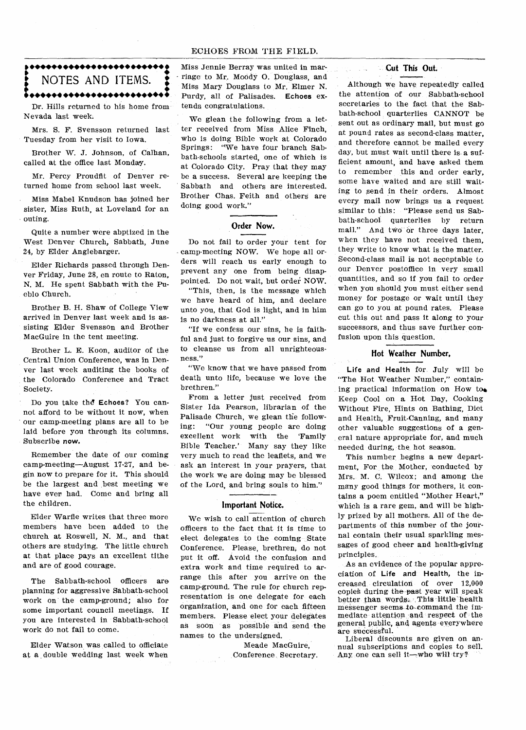## NOTES AND ITEMS.

Dr. Hills returned to his home from Nevada last week.

Mrs. S. F. Svensson returned last Tuesday from her visit to Iowa.

Brother W. J. Johnson, of Calhan, called at the office last Monday.

Mr. Percy Proudfit of Denver returned home from school last week.

Miss Mabel Knudson has joined her sister, Miss Ruth, at Loveland for an outing.

Quite a number were abptized in the West Denver Church, Sabbath, June 24, by Elder Anglebarger.

Elder Richards passed through Denver Friday, June 28, en route to Raton, N. M. He spent Sabbath with the Pueblo Church.

Brother B. H. Shaw of College View arrived in Denver last week and is assisting Elder Svensson and Brother MacGuire in the tent meeting.

Brother L. E. Koon, auditor of the Central Union Conference, was in Denver last week auditing the books of the Colorado Conference and Tract Society.

Do you take the **Echoes**? You cannot afford to be without it now, when our camp-meeting plans are all to be laid before you through its columns. Subscribe **now.**

Remember the date of our coming camp-meeting—August 17-27, and begin now to prepare for it. This should be the largest and best meeting we have ever had. Come and bring all the children.

Elder Warfle writes that three more members have been added to the church at Roswell, N. M., and that others are studying. The little church at that place pays an excellent tithe and are of good courage.

The Sabbath-school officers are planning for aggressive Sabbath-school work on the camp-ground; also for some important council meetings. If you are interested in Sabbath-school work do not fail to come.

Elder Watson was called to officiate at a double wedding last week when Miss Jennie Berray was united in marriage to Mr. Moody O. Douglass, and Miss Mary Douglass to Mr. Elmer N. Purdy, all of Palisades. **Echoes** extends congratulations.

We glean the following from a letter received from Miss Alice Finch, who is doing Bible work at Colorado Springs: "We have four branch Sabbath-schools started, one of which is at Colorado City. Pray that they may be a success. Several are keeping the Sabbath and others are interested. Brother Chas. Feith and others are doing good work."

### Order Now.

Do not fail to order your tent for camp-meeting NOW. We hope all orders will reach us early enough to prevent any one from being disappointed. Do not wait, but order NOW.

"This, then, is the message which we have heard of him, and declare unto you, that God is light, and in him is no darkness at all."

"If we confess our sins, he is faithful and just to forgive us our sins, and to cleanse us from all unrighteousness."

"We know that we have passed from death unto life, because we love the brethren."

From a letter just received from Sister Ida Pearson, librarian of the Palisade Church, we glean the following: "Our young people are doing excellent work with the 'Family Bible Teacher.' Many say they like very much to read the leaflets, and we ask an interest in your prayers, that the work we are doing may be blessed of the Lord, and bring souls to him."

### Important Notice.

We wish to call attention of church officers to the fact that it is time to elect delegates to the coming State Conference. Please, brethren, do not put it off. Avoid the confusion and extra work and time required to arrange this after you arrive on the camp-ground. The rule for church representation is one delegate for each organization, and one for each fifteen members. Please elect your delegates as soon as possible and send the names to the undersigned.

Meade MacGuire,
Conference Secretary.

### Cut This Out.

Although we have repeatedly called the attention of our Sabbath-school secretaries to the fact that the Sabbath-school quarterlies CANNOT be sent out as ordinary mail, but must go at pound rates as second-class matter, and therefore cannot be mailed every day, but must wait until there is a sufficient amount, and have asked them to remember this and order early, some have waited and are still waiting to send in their orders. Almost every mail now brings us a request similar to this: "Please send us Sabbath-school quarterlies by return mail." And two or three days later, when they have not received them, they write to know what is the matter. Second-class mail is not acceptable to our Denver postoffice in very small quantities, and so if you fail to order when you should you must either send money for postage or wait until they can go to you at pound rates. Please cut this out and pass it along to your successors, and thus save further confusion upon this question.

### Hot Weather Number.

**Life and Health** for July will be "The Hot Weather Number," containing practical information on How to Keep Cool on a Hot Day, Cooking Without Fire, Hints on Bathing, Diet and Health, Fruit-Canning, and many other valuable suggestions of a general nature appropriate for, and much needed during, the hot season.

This number begins a new department, For the Mother, conducted by Mrs. M. C. Wilcox; and among the many good things for mothers, it contains a poem entitled "Mother Heart," which is a rare gem, and will be highly prized by all mothers. All of the departments of this number of the journal contain their usual sparkling messages of good cheer and health-giving principles.

As an evidence of the popular appreciation of **Life and Health**, the increased circulation of over 12,000 copies during the past year will speak better than words. This little health messenger seems to command the immediate attention and respect of the general public, and agents everywhere are successful.

Liberal discounts are given on annual subscriptions and copies to sell. Any one can sell it—who will try?